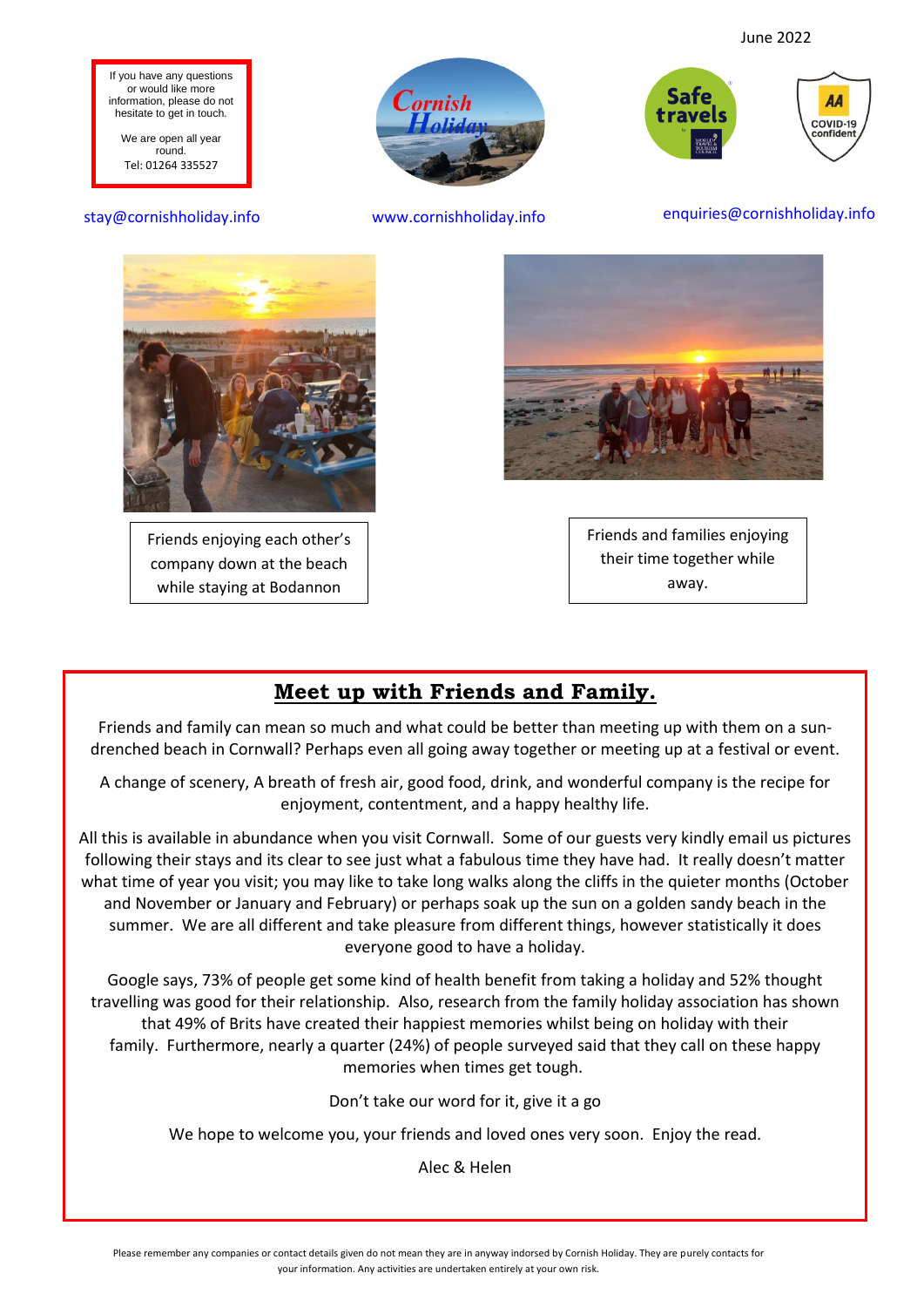June 2022

If you have any questions or would like more information, please do not hesitate to get in touch.

We are open all year round.
Tel: 01264 335527

stay@cornishholiday.info

www.cornishholiday.info

enquiries@cornishholiday.info

Friends enjoying each other's company down at the beach while staying at Bodannon

Friends and families enjoying their time together while away.

## Meet up with Friends and Family.

Friends and family can mean so much and what could be better than meeting up with them on a sun-drenched beach in Cornwall? Perhaps even all going away together or meeting up at a festival or event.

A change of scenery, A breath of fresh air, good food, drink, and wonderful company is the recipe for enjoyment, contentment, and a happy healthy life.

All this is available in abundance when you visit Cornwall. Some of our guests very kindly email us pictures following their stays and its clear to see just what a fabulous time they have had. It really doesn't matter what time of year you visit; you may like to take long walks along the cliffs in the quieter months (October and November or January and February) or perhaps soak up the sun on a golden sandy beach in the summer. We are all different and take pleasure from different things, however statistically it does everyone good to have a holiday.

Google says, 73% of people get some kind of health benefit from taking a holiday and 52% thought travelling was good for their relationship. Also, research from the family holiday association has shown that 49% of Brits have created their happiest memories whilst being on holiday with their family. Furthermore, nearly a quarter (24%) of people surveyed said that they call on these happy memories when times get tough.

Don't take our word for it, give it a go

We hope to welcome you, your friends and loved ones very soon. Enjoy the read.

Alec & Helen

Please remember any companies or contact details given do not mean they are in anyway indorsed by Cornish Holiday. They are purely contacts for your information. Any activities are undertaken entirely at your own risk.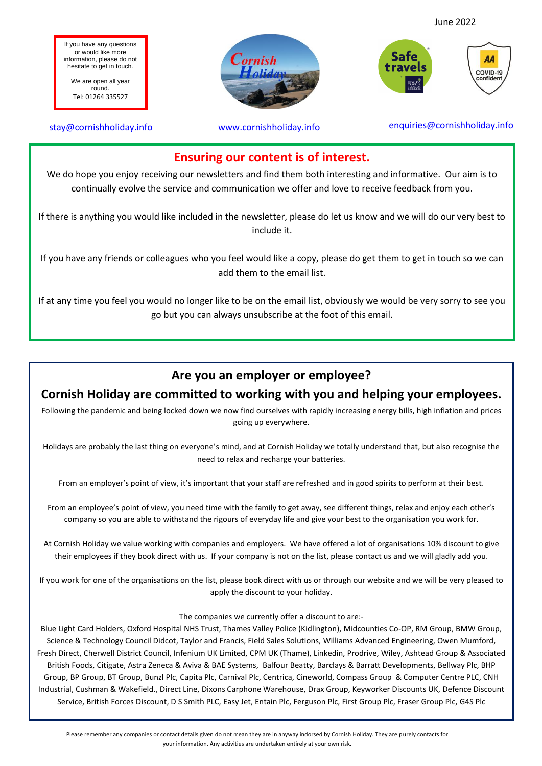June 2022

If you have any questions or would like more information, please do not hesitate to get in touch.

We are open all year round.
Tel: 01264 335527

stay@cornishholiday.info

www.cornishholiday.info

enquiries@cornishholiday.info

## Ensuring our content is of interest.

We do hope you enjoy receiving our newsletters and find them both interesting and informative. Our aim is to continually evolve the service and communication we offer and love to receive feedback from you.

If there is anything you would like included in the newsletter, please do let us know and we will do our very best to include it.

If you have any friends or colleagues who you feel would like a copy, please do get them to get in touch so we can add them to the email list.

If at any time you feel you would no longer like to be on the email list, obviously we would be very sorry to see you go but you can always unsubscribe at the foot of this email.

## Are you an employer or employee?

## Cornish Holiday are committed to working with you and helping your employees.

Following the pandemic and being locked down we now find ourselves with rapidly increasing energy bills, high inflation and prices going up everywhere.

Holidays are probably the last thing on everyone's mind, and at Cornish Holiday we totally understand that, but also recognise the need to relax and recharge your batteries.

From an employer's point of view, it's important that your staff are refreshed and in good spirits to perform at their best.

From an employee's point of view, you need time with the family to get away, see different things, relax and enjoy each other's company so you are able to withstand the rigours of everyday life and give your best to the organisation you work for.

At Cornish Holiday we value working with companies and employers. We have offered a lot of organisations 10% discount to give their employees if they book direct with us. If your company is not on the list, please contact us and we will gladly add you.

If you work for one of the organisations on the list, please book direct with us or through our website and we will be very pleased to apply the discount to your holiday.

The companies we currently offer a discount to are:-

Blue Light Card Holders, Oxford Hospital NHS Trust, Thames Valley Police (Kidlington), Midcounties Co-OP, RM Group, BMW Group, Science & Technology Council Didcot, Taylor and Francis, Field Sales Solutions, Williams Advanced Engineering, Owen Mumford, Fresh Direct, Cherwell District Council, Infenium UK Limited, CPM UK (Thame), Linkedin, Prodrive, Wiley, Ashtead Group & Associated British Foods, Citigate, Astra Zeneca & Aviva & BAE Systems, Balfour Beatty, Barclays & Barratt Developments, Bellway Plc, BHP Group, BP Group, BT Group, Bunzl Plc, Capita Plc, Carnival Plc, Centrica, Cineworld, Compass Group & Computer Centre PLC, CNH Industrial, Cushman & Wakefield., Direct Line, Dixons Carphone Warehouse, Drax Group, Keyworker Discounts UK, Defence Discount Service, British Forces Discount, D S Smith PLC, Easy Jet, Entain Plc, Ferguson Plc, First Group Plc, Fraser Group Plc, G4S Plc

Please remember any companies or contact details given do not mean they are in anyway indorsed by Cornish Holiday. They are purely contacts for your information. Any activities are undertaken entirely at your own risk.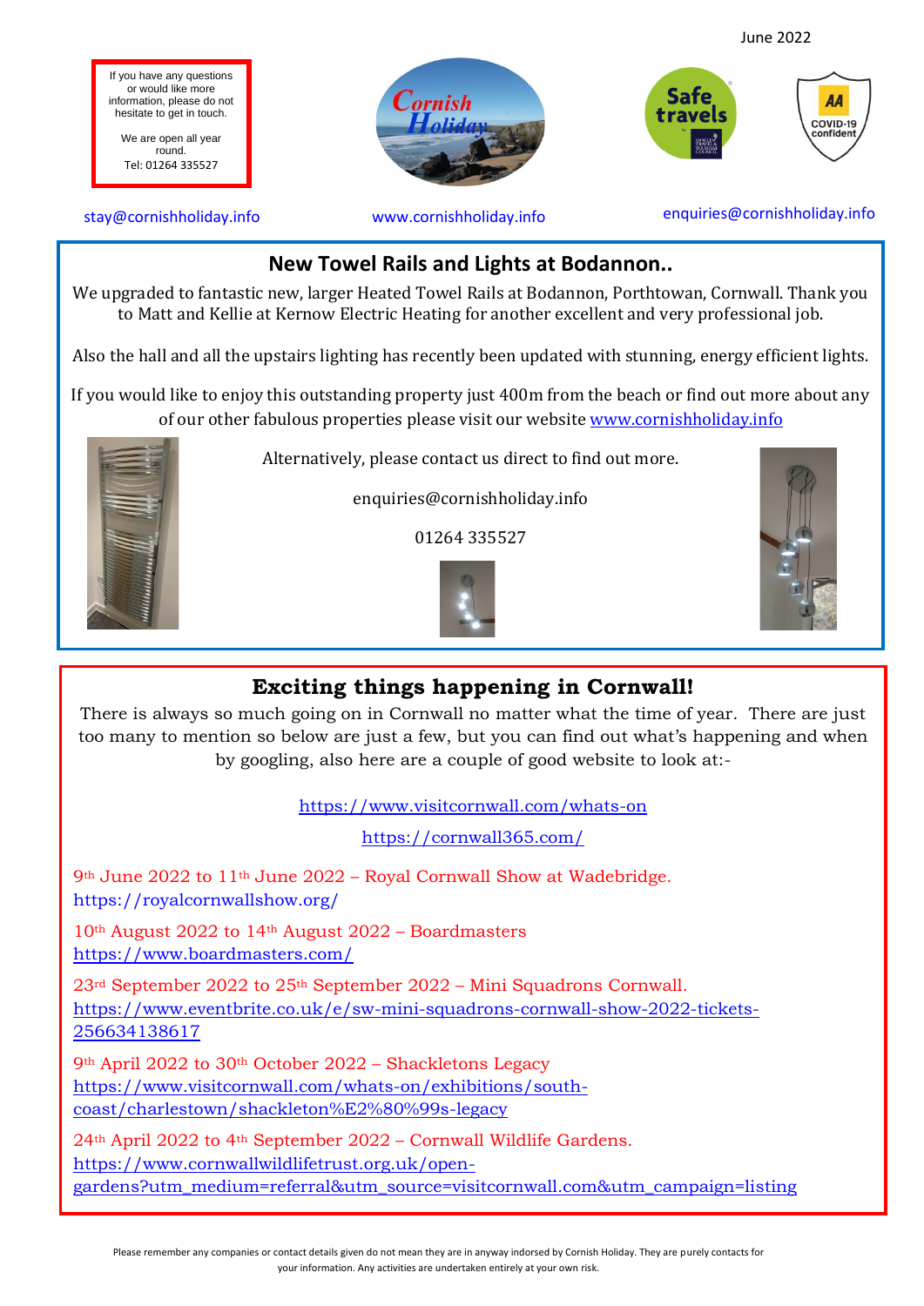June 2022

If you have any questions or would like more information, please do not hesitate to get in touch.

We are open all year round.
Tel: 01264 335527

stay@cornishholiday.info www.cornishholiday.info enquiries@cornishholiday.info

## New Towel Rails and Lights at Bodannon..

We upgraded to fantastic new, larger Heated Towel Rails at Bodannon, Porthtowan, Cornwall. Thank you to Matt and Kellie at Kernow Electric Heating for another excellent and very professional job.

Also the hall and all the upstairs lighting has recently been updated with stunning, energy efficient lights.

If you would like to enjoy this outstanding property just 400m from the beach or find out more about any of our other fabulous properties please visit our website www.cornishholiday.info

Alternatively, please contact us direct to find out more.

enquiries@cornishholiday.info

01264 335527

## Exciting things happening in Cornwall!

There is always so much going on in Cornwall no matter what the time of year. There are just too many to mention so below are just a few, but you can find out what's happening and when by googling, also here are a couple of good website to look at:-

https://www.visitcornwall.com/whats-on

https://cornwall365.com/

9th June 2022 to 11th June 2022 – Royal Cornwall Show at Wadebridge.
https://royalcornwallshow.org/

10th August 2022 to 14th August 2022 – Boardmasters
https://www.boardmasters.com/

23rd September 2022 to 25th September 2022 – Mini Squadrons Cornwall.
https://www.eventbrite.co.uk/e/sw-mini-squadrons-cornwall-show-2022-tickets-256634138617

9th April 2022 to 30th October 2022 – Shackletons Legacy
https://www.visitcornwall.com/whats-on/exhibitions/south-coast/charlestown/shackleton%E2%80%99s-legacy

24th April 2022 to 4th September 2022 – Cornwall Wildlife Gardens.
https://www.cornwallwildlifetrust.org.uk/open-gardens?utm_medium=referral&utm_source=visitcornwall.com&utm_campaign=listing

Please remember any companies or contact details given do not mean they are in anyway indorsed by Cornish Holiday. They are purely contacts for your information. Any activities are undertaken entirely at your own risk.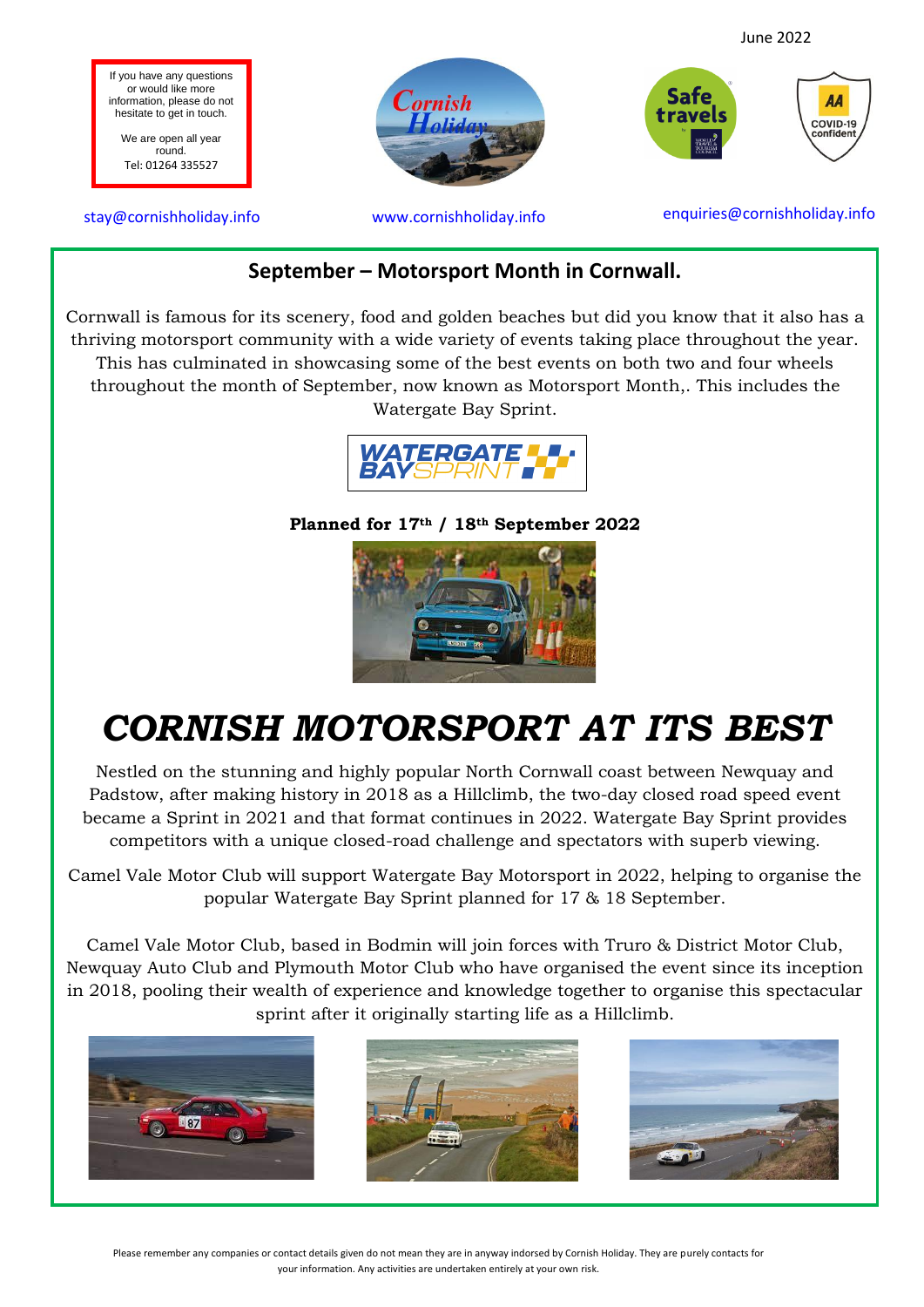June 2022

If you have any questions or would like more information, please do not hesitate to get in touch.

We are open all year round.
Tel: 01264 335527

stay@cornishholiday.info

www.cornishholiday.info

enquiries@cornishholiday.info

## September – Motorsport Month in Cornwall.

Cornwall is famous for its scenery, food and golden beaches but did you know that it also has a thriving motorsport community with a wide variety of events taking place throughout the year. This has culminated in showcasing some of the best events on both two and four wheels throughout the month of September, now known as Motorsport Month,. This includes the Watergate Bay Sprint.

**Planned for 17th / 18th September 2022**

# *CORNISH MOTORSPORT AT ITS BEST*

Nestled on the stunning and highly popular North Cornwall coast between Newquay and Padstow, after making history in 2018 as a Hillclimb, the two-day closed road speed event became a Sprint in 2021 and that format continues in 2022. Watergate Bay Sprint provides competitors with a unique closed-road challenge and spectators with superb viewing.

Camel Vale Motor Club will support Watergate Bay Motorsport in 2022, helping to organise the popular Watergate Bay Sprint planned for 17 & 18 September.

Camel Vale Motor Club, based in Bodmin will join forces with Truro & District Motor Club, Newquay Auto Club and Plymouth Motor Club who have organised the event since its inception in 2018, pooling their wealth of experience and knowledge together to organise this spectacular sprint after it originally starting life as a Hillclimb.

Please remember any companies or contact details given do not mean they are in anyway indorsed by Cornish Holiday. They are purely contacts for your information. Any activities are undertaken entirely at your own risk.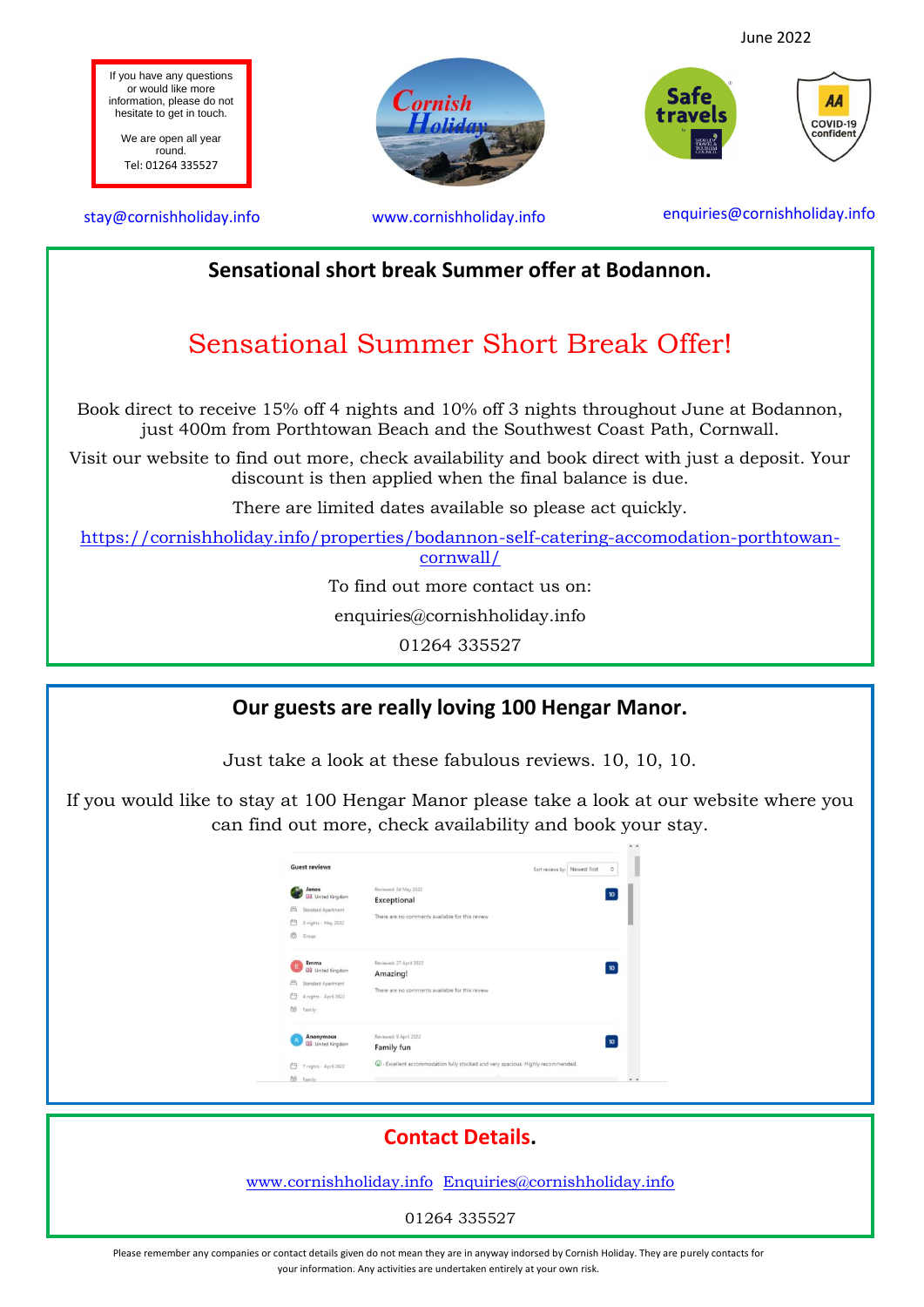June 2022

If you have any questions or would like more information, please do not hesitate to get in touch.

We are open all year round.
Tel: 01264 335527

stay@cornishholiday.info

www.cornishholiday.info

enquiries@cornishholiday.info

## Sensational short break Summer offer at Bodannon.

# Sensational Summer Short Break Offer!

Book direct to receive 15% off 4 nights and 10% off 3 nights throughout June at Bodannon, just 400m from Porthtowan Beach and the Southwest Coast Path, Cornwall.

Visit our website to find out more, check availability and book direct with just a deposit. Your discount is then applied when the final balance is due.

There are limited dates available so please act quickly.

https://cornishholiday.info/properties/bodannon-self-catering-accomodation-porthtowan-cornwall/

To find out more contact us on:

enquiries@cornishholiday.info

01264 335527

## Our guests are really loving 100 Hengar Manor.

Just take a look at these fabulous reviews. 10, 10, 10.

If you would like to stay at 100 Hengar Manor please take a look at our website where you can find out more, check availability and book your stay.

## Contact Details.

www.cornishholiday.info Enquiries@cornishholiday.info

01264 335527

Please remember any companies or contact details given do not mean they are in anyway indorsed by Cornish Holiday. They are purely contacts for your information. Any activities are undertaken entirely at your own risk.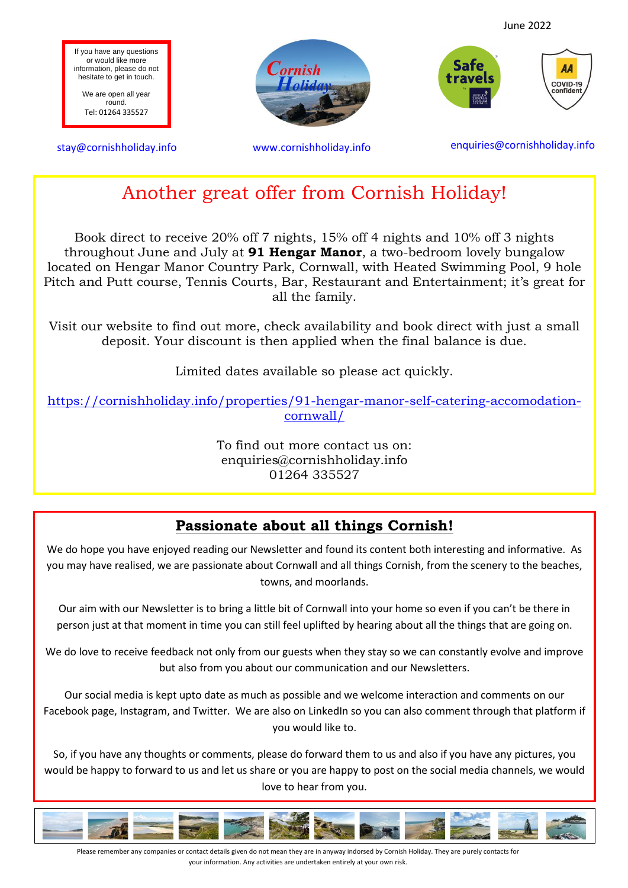June 2022

If you have any questions or would like more information, please do not hesitate to get in touch.

We are open all year round.
Tel: 01264 335527

stay@cornishholiday.info

www.cornishholiday.info

enquiries@cornishholiday.info

# Another great offer from Cornish Holiday!

Book direct to receive 20% off 7 nights, 15% off 4 nights and 10% off 3 nights throughout June and July at **91 Hengar Manor**, a two-bedroom lovely bungalow located on Hengar Manor Country Park, Cornwall, with Heated Swimming Pool, 9 hole Pitch and Putt course, Tennis Courts, Bar, Restaurant and Entertainment; it's great for all the family.

Visit our website to find out more, check availability and book direct with just a small deposit. Your discount is then applied when the final balance is due.

Limited dates available so please act quickly.

https://cornishholiday.info/properties/91-hengar-manor-self-catering-accomodation-cornwall/

To find out more contact us on:
enquiries@cornishholiday.info
01264 335527

## Passionate about all things Cornish!

We do hope you have enjoyed reading our Newsletter and found its content both interesting and informative. As you may have realised, we are passionate about Cornwall and all things Cornish, from the scenery to the beaches, towns, and moorlands.

Our aim with our Newsletter is to bring a little bit of Cornwall into your home so even if you can't be there in person just at that moment in time you can still feel uplifted by hearing about all the things that are going on.

We do love to receive feedback not only from our guests when they stay so we can constantly evolve and improve but also from you about our communication and our Newsletters.

Our social media is kept upto date as much as possible and we welcome interaction and comments on our Facebook page, Instagram, and Twitter. We are also on LinkedIn so you can also comment through that platform if you would like to.

So, if you have any thoughts or comments, please do forward them to us and also if you have any pictures, you would be happy to forward to us and let us share or you are happy to post on the social media channels, we would love to hear from you.

Please remember any companies or contact details given do not mean they are in anyway indorsed by Cornish Holiday. They are purely contacts for your information. Any activities are undertaken entirely at your own risk.